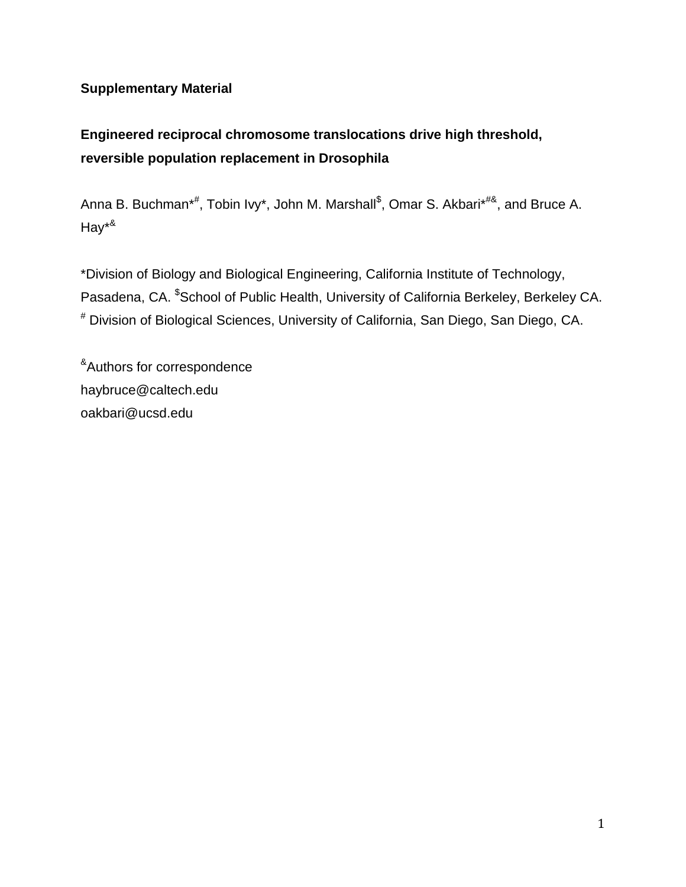**Supplementary Material**

**Engineered reciprocal chromosome translocations drive high threshold, reversible population replacement in Drosophila**

Anna B. Buchman[*,#], Tobin Ivy[*], John M. Marshall[$], Omar S. Akbari[*,#,&], and Bruce A. Hay[*,&]

[*]Division of Biology and Biological Engineering, California Institute of Technology, Pasadena, CA. [$]School of Public Health, University of California Berkeley, Berkeley CA. [#] Division of Biological Sciences, University of California, San Diego, San Diego, CA.

[&]Authors for correspondence
haybruce@caltech.edu
oakbari@ucsd.edu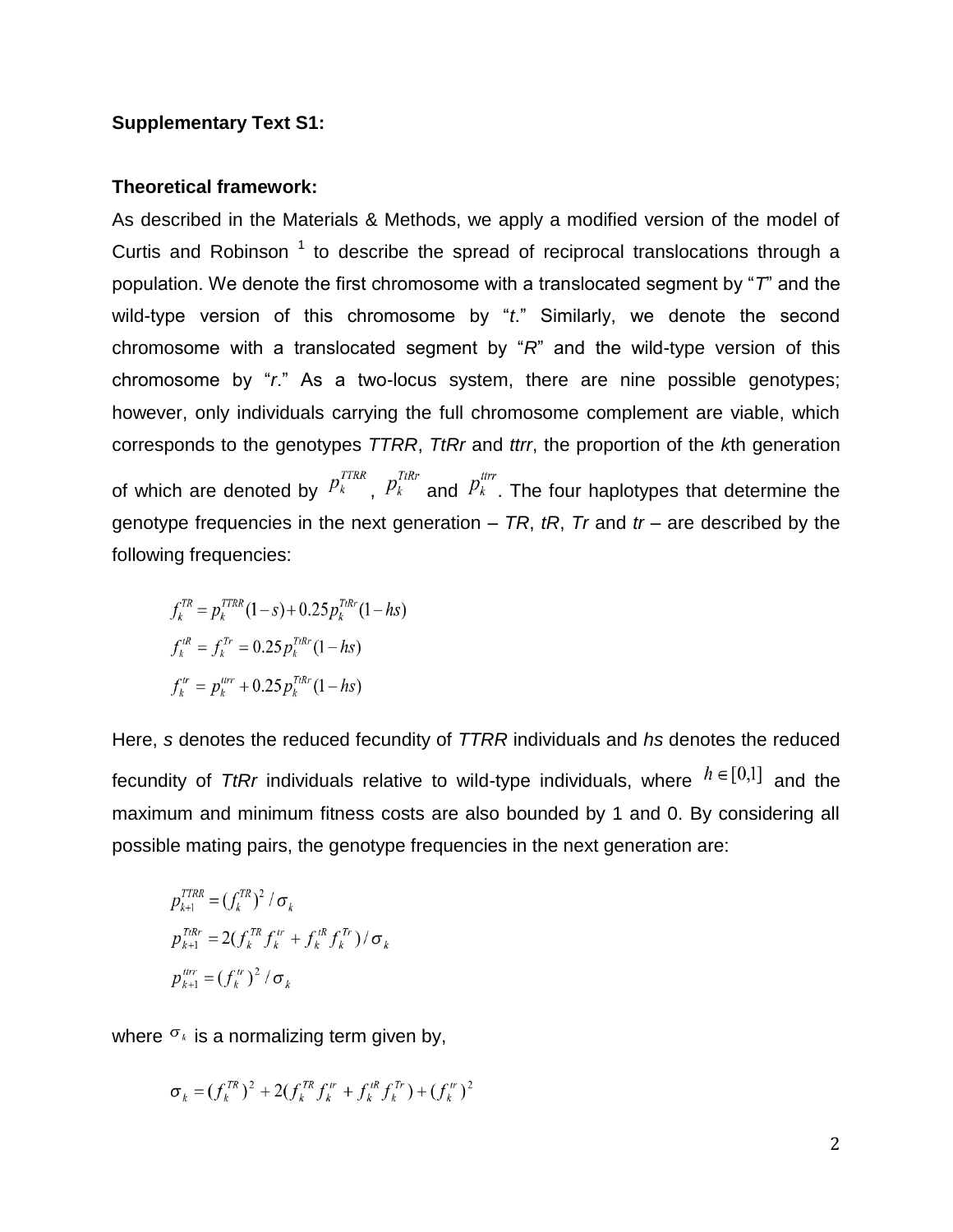**Supplementary Text S1:**

**Theoretical framework:**

As described in the Materials & Methods, we apply a modified version of the model of Curtis and Robinson [1] to describe the spread of reciprocal translocations through a population. We denote the first chromosome with a translocated segment by "*T*" and the wild-type version of this chromosome by "*t*." Similarly, we denote the second chromosome with a translocated segment by "*R*" and the wild-type version of this chromosome by "*r*." As a two-locus system, there are nine possible genotypes; however, only individuals carrying the full chromosome complement are viable, which corresponds to the genotypes *TTRR*, *TtRr* and *ttrr*, the proportion of the *k*th generation of which are denoted by $p_k^{TTRR}$, $p_k^{TtRr}$ and $p_k^{ttrr}$. The four haplotypes that determine the genotype frequencies in the next generation – *TR*, *tR*, *Tr* and *tr* – are described by the following frequencies:

$$f_k^{TR} = p_k^{TTRR}(1-s) + 0.25 p_k^{TtRr}(1-hs)$$

$$f_k^{tR} = f_k^{Tr} = 0.25 p_k^{TtRr}(1-hs)$$

$$f_k^{tr} = p_k^{ttrr} + 0.25 p_k^{TtRr}(1-hs)$$

Here, $s$ denotes the reduced fecundity of *TTRR* individuals and $hs$ denotes the reduced fecundity of *TtRr* individuals relative to wild-type individuals, where $h \in [0,1]$ and the maximum and minimum fitness costs are also bounded by 1 and 0. By considering all possible mating pairs, the genotype frequencies in the next generation are:

$$p_{k+1}^{TTRR} = (f_k^{TR})^2 / \sigma_k$$

$$p_{k+1}^{TtRr} = 2(f_k^{TR} f_k^{tr} + f_k^{tR} f_k^{Tr}) / \sigma_k$$

$$p_{k+1}^{ttrr} = (f_k^{tr})^2 / \sigma_k$$

where $\sigma_k$ is a normalizing term given by,

$$\sigma_k = (f_k^{TR})^2 + 2(f_k^{TR} f_k^{tr} + f_k^{tR} f_k^{Tr}) + (f_k^{tr})^2$$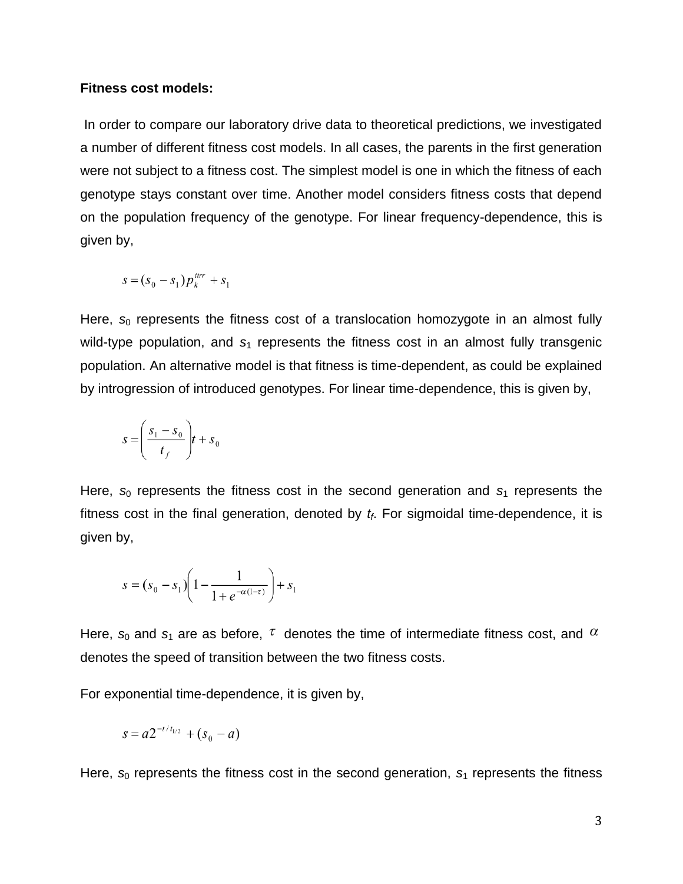**Fitness cost models:**

In order to compare our laboratory drive data to theoretical predictions, we investigated a number of different fitness cost models. In all cases, the parents in the first generation were not subject to a fitness cost. The simplest model is one in which the fitness of each genotype stays constant over time. Another model considers fitness costs that depend on the population frequency of the genotype. For linear frequency-dependence, this is given by,

$$s = (s_0 - s_1)\, p_k^{ttrr} + s_1$$

Here, $s_0$ represents the fitness cost of a translocation homozygote in an almost fully wild-type population, and $s_1$ represents the fitness cost in an almost fully transgenic population. An alternative model is that fitness is time-dependent, as could be explained by introgression of introduced genotypes. For linear time-dependence, this is given by,

$$s = \left( \frac{s_1 - s_0}{t_f} \right) t + s_0$$

Here, $s_0$ represents the fitness cost in the second generation and $s_1$ represents the fitness cost in the final generation, denoted by $t_f$. For sigmoidal time-dependence, it is given by,

$$s = (s_0 - s_1)\left( 1 - \frac{1}{1 + e^{-\alpha(1-\tau)}} \right) + s_1$$

Here, $s_0$ and $s_1$ are as before, $\tau$ denotes the time of intermediate fitness cost, and $\alpha$ denotes the speed of transition between the two fitness costs.

For exponential time-dependence, it is given by,

$$s = a 2^{-t/t_{1/2}} + (s_0 - a)$$

Here, $s_0$ represents the fitness cost in the second generation, $s_1$ represents the fitness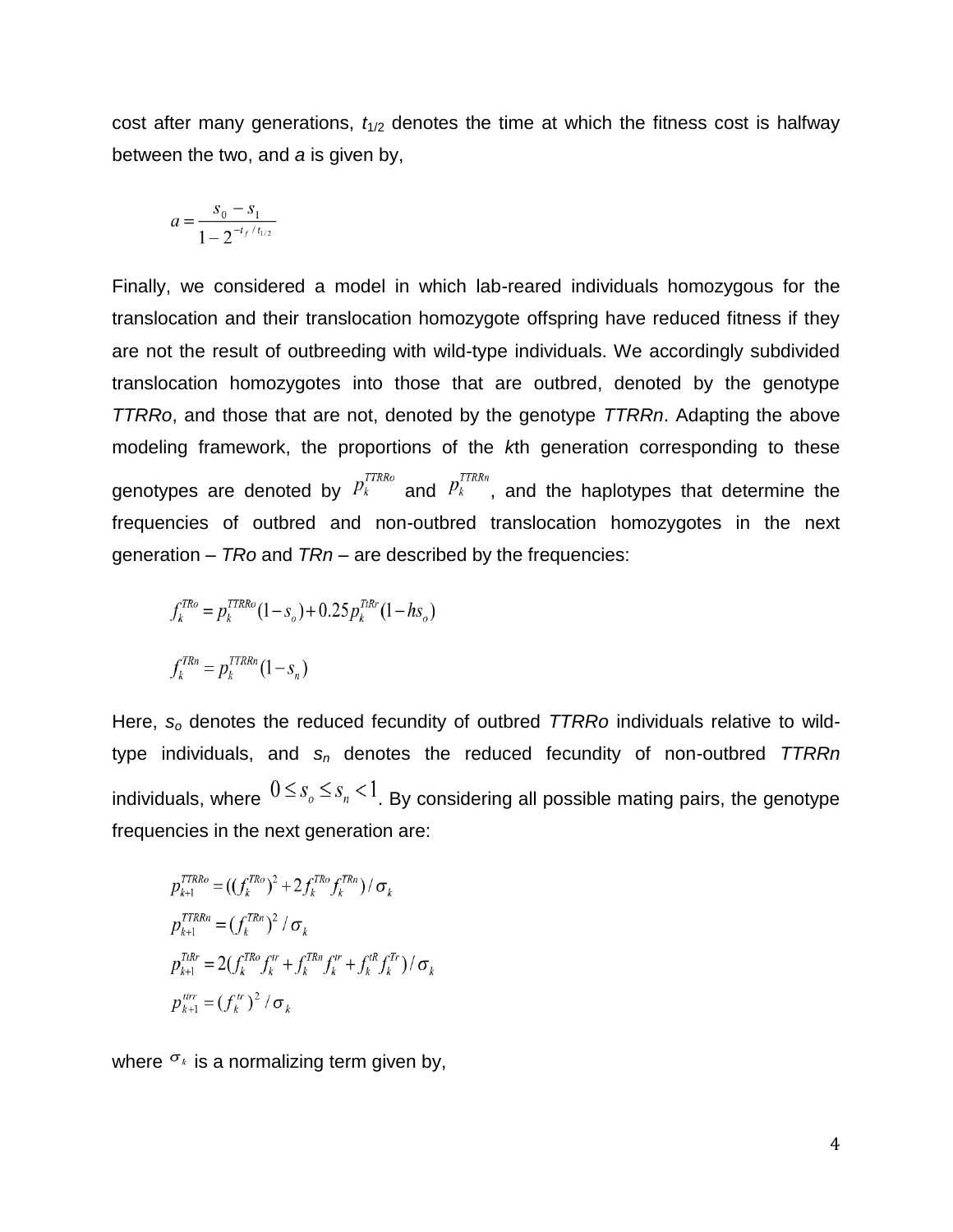cost after many generations, $t_{1/2}$ denotes the time at which the fitness cost is halfway between the two, and $a$ is given by,

$$a = \frac{s_0 - s_1}{1 - 2^{-t_f / t_{1/2}}}$$

Finally, we considered a model in which lab-reared individuals homozygous for the translocation and their translocation homozygote offspring have reduced fitness if they are not the result of outbreeding with wild-type individuals. We accordingly subdivided translocation homozygotes into those that are outbred, denoted by the genotype *TTRRo*, and those that are not, denoted by the genotype *TTRRn*. Adapting the above modeling framework, the proportions of the *k*th generation corresponding to these genotypes are denoted by $p_k^{TTRRo}$ and $p_k^{TTRRn}$, and the haplotypes that determine the frequencies of outbred and non-outbred translocation homozygotes in the next generation – *TRo* and *TRn* – are described by the frequencies:

$$f_k^{TRo} = p_k^{TTRRo}(1 - s_o) + 0.25 p_k^{TtRr}(1 - hs_o)$$

$$f_k^{TRn} = p_k^{TTRRn}(1 - s_n)$$

Here, $s_o$ denotes the reduced fecundity of outbred *TTRRo* individuals relative to wild-type individuals, and $s_n$ denotes the reduced fecundity of non-outbred *TTRRn* individuals, where $0 \le s_o \le s_n < 1$. By considering all possible mating pairs, the genotype frequencies in the next generation are:

$$p_{k+1}^{TTRRo} = ((f_k^{TRo})^2 + 2 f_k^{TRo} f_k^{TRn}) / \sigma_k$$
$$p_{k+1}^{TTRRn} = (f_k^{TRn})^2 / \sigma_k$$
$$p_{k+1}^{TtRr} = 2(f_k^{TRo} f_k^{tr} + f_k^{TRn} f_k^{tr} + f_k^{tR} f_k^{Tr}) / \sigma_k$$
$$p_{k+1}^{ttrr} = (f_k^{tr})^2 / \sigma_k$$

where $\sigma_k$ is a normalizing term given by,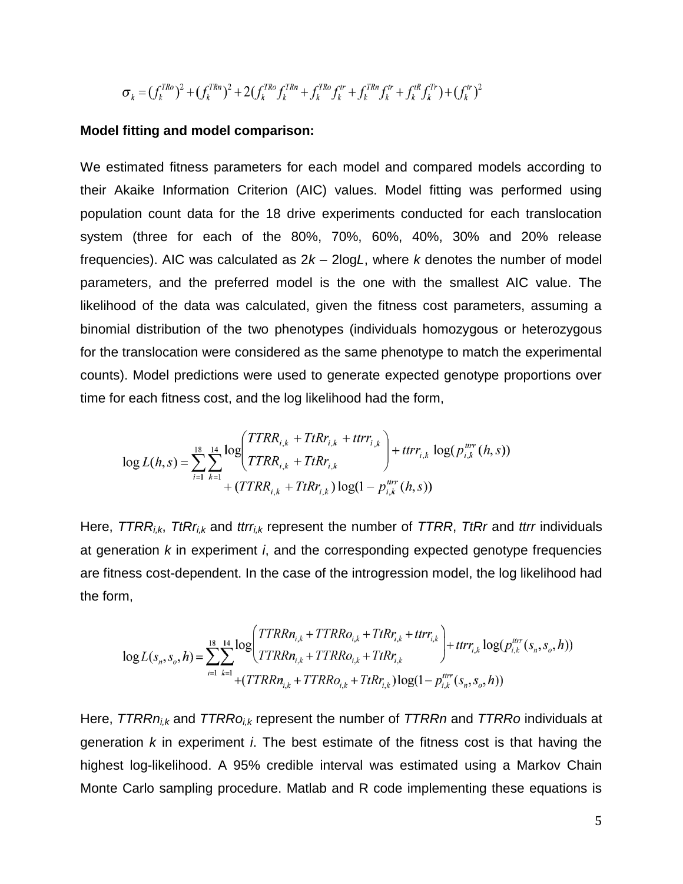$$\sigma_k = (f_k^{TRo})^2 + (f_k^{TRn})^2 + 2(f_k^{TRo} f_k^{TRn} + f_k^{TRo} f_k^{tr} + f_k^{TRn} f_k^{tr} + f_k^{tR} f_k^{Tr}) + (f_k^{tr})^2$$

**Model fitting and model comparison:**

We estimated fitness parameters for each model and compared models according to their Akaike Information Criterion (AIC) values. Model fitting was performed using population count data for the 18 drive experiments conducted for each translocation system (three for each of the 80%, 70%, 60%, 40%, 30% and 20% release frequencies). AIC was calculated as $2k - 2\log L$, where $k$ denotes the number of model parameters, and the preferred model is the one with the smallest AIC value. The likelihood of the data was calculated, given the fitness cost parameters, assuming a binomial distribution of the two phenotypes (individuals homozygous or heterozygous for the translocation were considered as the same phenotype to match the experimental counts). Model predictions were used to generate expected genotype proportions over time for each fitness cost, and the log likelihood had the form,

$$\log L(h,s) = \sum_{i=1}^{18} \sum_{k=1}^{14} \log\left( \frac{TTRR_{i,k} + TtRr_{i,k} + ttrr_{i,k}}{TTRR_{i,k} + TtRr_{i,k}} \right) + ttrr_{i,k} \log(p_{i,k}^{ttrr}(h,s)) + (TTRR_{i,k} + TtRr_{i,k}) \log(1 - p_{i,k}^{ttrr}(h,s))$$

Here, $TTRR_{i,k}$, $TtRr_{i,k}$ and $ttrr_{i,k}$ represent the number of *TTRR*, *TtRr* and *ttrr* individuals at generation $k$ in experiment $i$, and the corresponding expected genotype frequencies are fitness cost-dependent. In the case of the introgression model, the log likelihood had the form,

$$\log L(s_n, s_o, h) = \sum_{i=1}^{18} \sum_{k=1}^{14} \log\left( \frac{TTRRn_{i,k} + TTRRo_{i,k} + TtRr_{i,k} + ttrr_{i,k}}{TTRRn_{i,k} + TTRRo_{i,k} + TtRr_{i,k}} \right) + ttrr_{i,k} \log(p_{i,k}^{ttrr}(s_n, s_o, h)) + (TTRRn_{i,k} + TTRRo_{i,k} + TtRr_{i,k}) \log(1 - p_{i,k}^{ttrr}(s_n, s_o, h))$$

Here, $TTRRn_{i,k}$ and $TTRRo_{i,k}$ represent the number of *TTRRn* and *TTRRo* individuals at generation $k$ in experiment $i$. The best estimate of the fitness cost is that having the highest log-likelihood. A 95% credible interval was estimated using a Markov Chain Monte Carlo sampling procedure. Matlab and R code implementing these equations is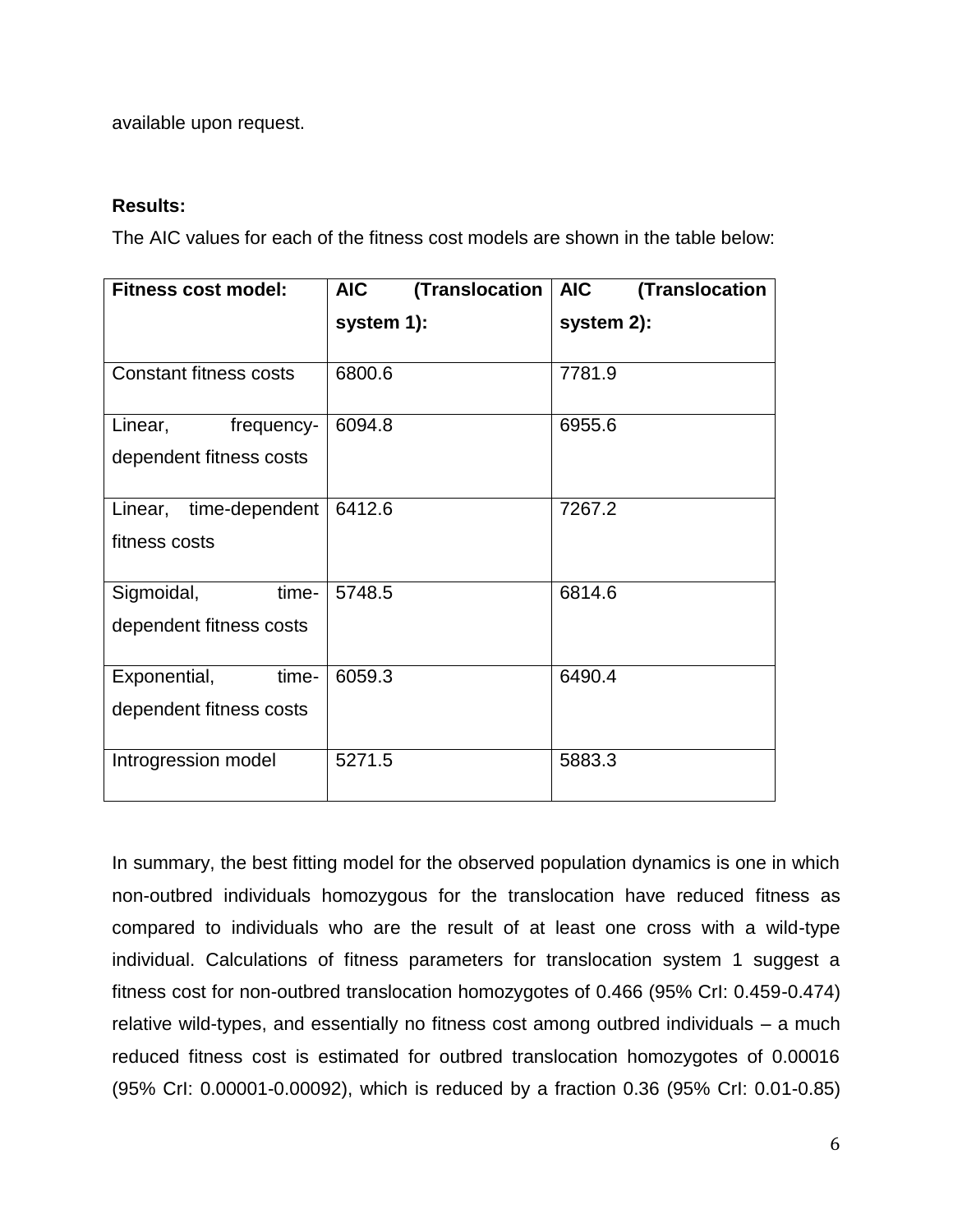available upon request.

**Results:**

The AIC values for each of the fitness cost models are shown in the table below:

| **Fitness cost model:** | **AIC (Translocation system 1):** | **AIC (Translocation system 2):** |
|---|---|---|
| Constant fitness costs | 6800.6 | 7781.9 |
| Linear, frequency-dependent fitness costs | 6094.8 | 6955.6 |
| Linear, time-dependent fitness costs | 6412.6 | 7267.2 |
| Sigmoidal, time-dependent fitness costs | 5748.5 | 6814.6 |
| Exponential, time-dependent fitness costs | 6059.3 | 6490.4 |
| Introgression model | 5271.5 | 5883.3 |

In summary, the best fitting model for the observed population dynamics is one in which non-outbred individuals homozygous for the translocation have reduced fitness as compared to individuals who are the result of at least one cross with a wild-type individual. Calculations of fitness parameters for translocation system 1 suggest a fitness cost for non-outbred translocation homozygotes of 0.466 (95% CrI: 0.459-0.474) relative wild-types, and essentially no fitness cost among outbred individuals – a much reduced fitness cost is estimated for outbred translocation homozygotes of 0.00016 (95% CrI: 0.00001-0.00092), which is reduced by a fraction 0.36 (95% CrI: 0.01-0.85)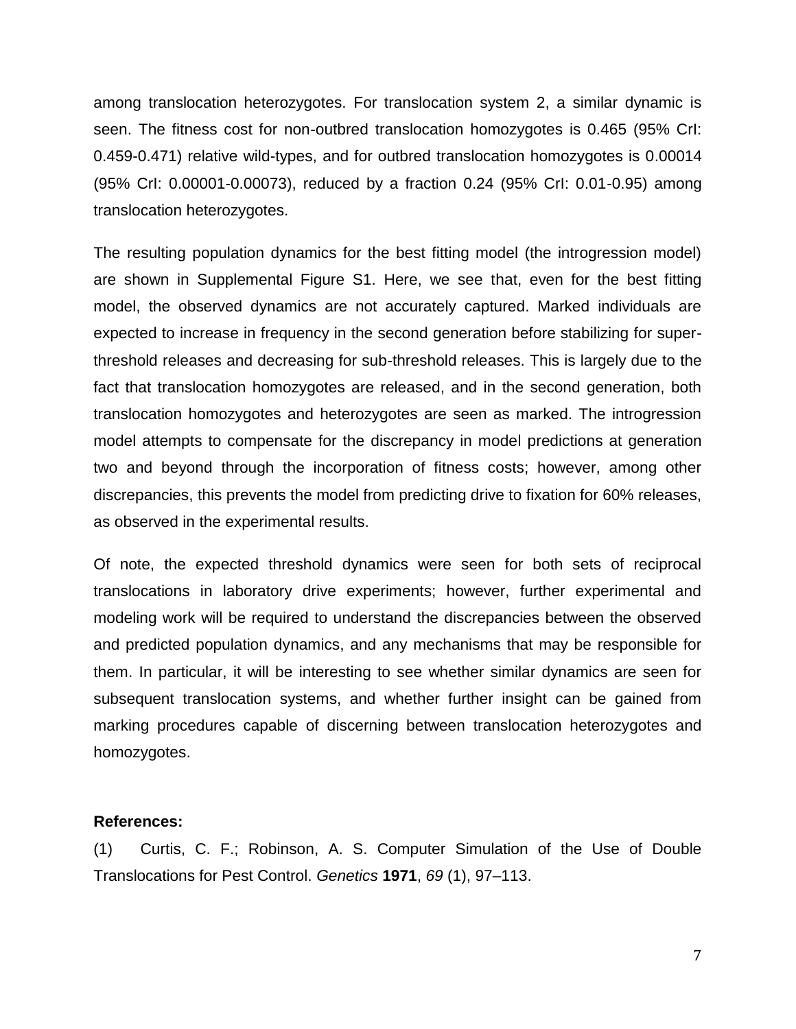among translocation heterozygotes. For translocation system 2, a similar dynamic is seen. The fitness cost for non-outbred translocation homozygotes is 0.465 (95% CrI: 0.459-0.471) relative wild-types, and for outbred translocation homozygotes is 0.00014 (95% CrI: 0.00001-0.00073), reduced by a fraction 0.24 (95% CrI: 0.01-0.95) among translocation heterozygotes.

The resulting population dynamics for the best fitting model (the introgression model) are shown in Supplemental Figure S1. Here, we see that, even for the best fitting model, the observed dynamics are not accurately captured. Marked individuals are expected to increase in frequency in the second generation before stabilizing for super-threshold releases and decreasing for sub-threshold releases. This is largely due to the fact that translocation homozygotes are released, and in the second generation, both translocation homozygotes and heterozygotes are seen as marked. The introgression model attempts to compensate for the discrepancy in model predictions at generation two and beyond through the incorporation of fitness costs; however, among other discrepancies, this prevents the model from predicting drive to fixation for 60% releases, as observed in the experimental results.

Of note, the expected threshold dynamics were seen for both sets of reciprocal translocations in laboratory drive experiments; however, further experimental and modeling work will be required to understand the discrepancies between the observed and predicted population dynamics, and any mechanisms that may be responsible for them. In particular, it will be interesting to see whether similar dynamics are seen for subsequent translocation systems, and whether further insight can be gained from marking procedures capable of discerning between translocation heterozygotes and homozygotes.

**References:**

(1) Curtis, C. F.; Robinson, A. S. Computer Simulation of the Use of Double Translocations for Pest Control. *Genetics* **1971**, *69* (1), 97–113.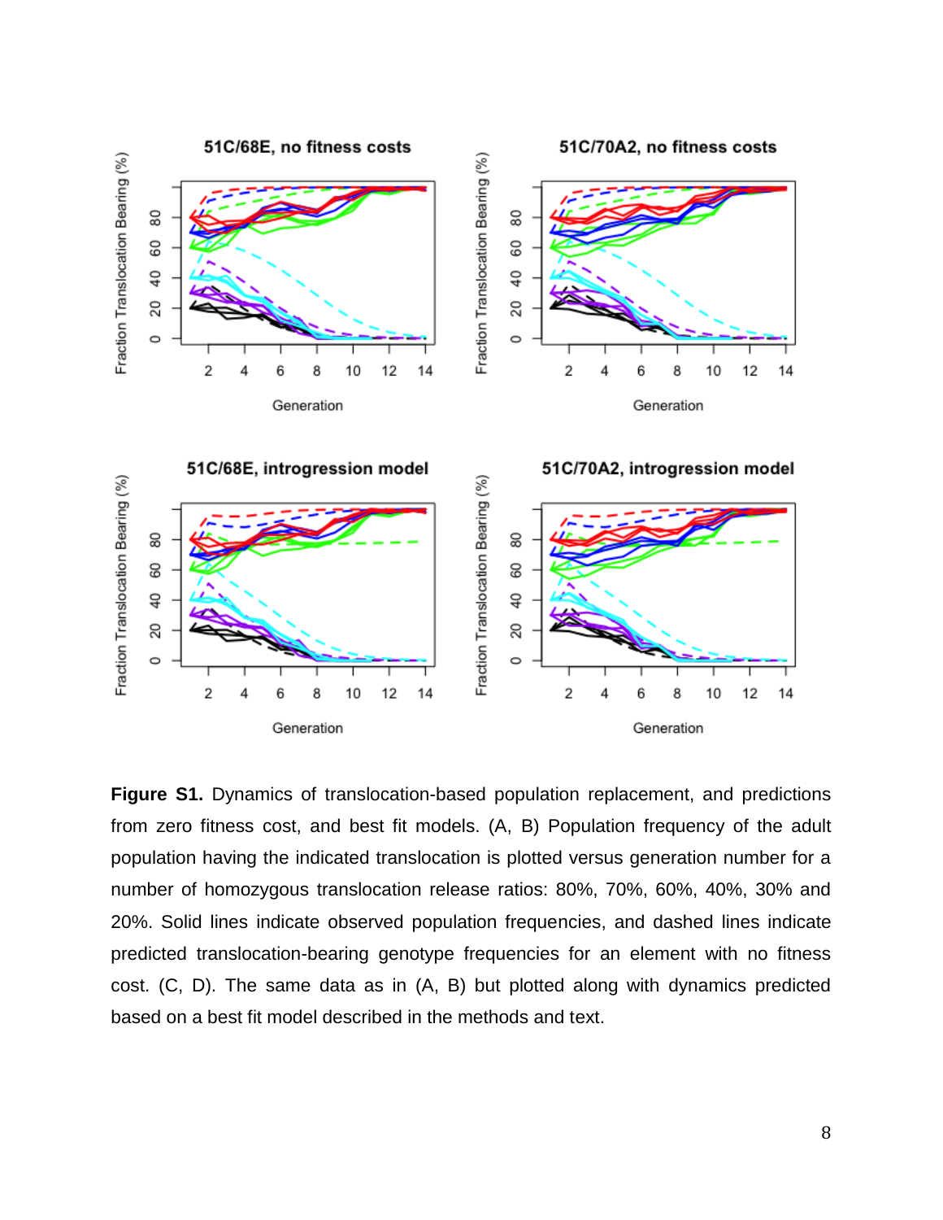**Figure S1.** Dynamics of translocation-based population replacement, and predictions from zero fitness cost, and best fit models. (A, B) Population frequency of the adult population having the indicated translocation is plotted versus generation number for a number of homozygous translocation release ratios: 80%, 70%, 60%, 40%, 30% and 20%. Solid lines indicate observed population frequencies, and dashed lines indicate predicted translocation-bearing genotype frequencies for an element with no fitness cost. (C, D). The same data as in (A, B) but plotted along with dynamics predicted based on a best fit model described in the methods and text.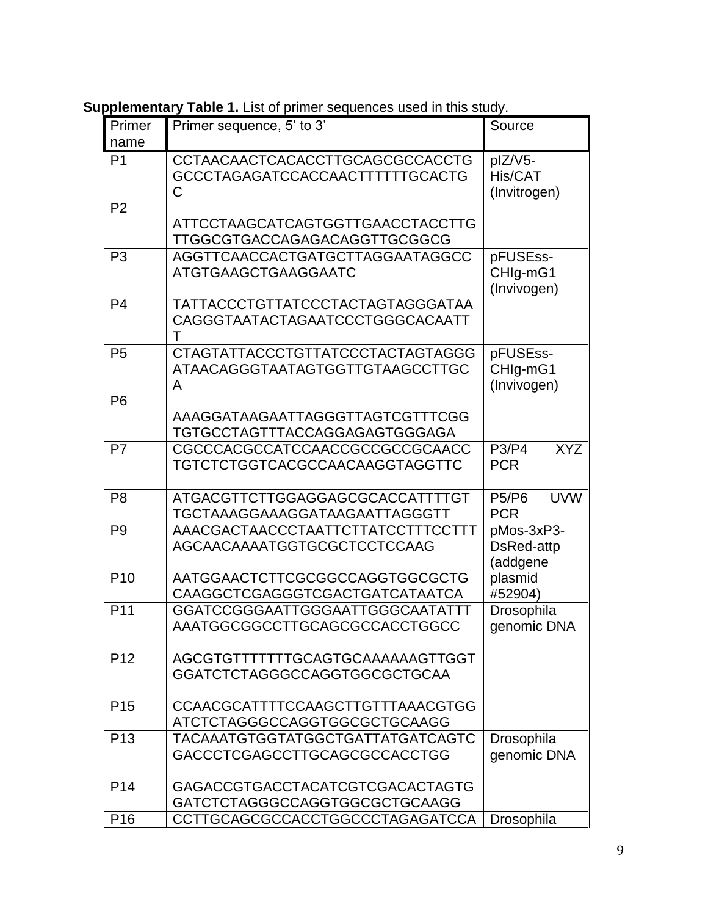**Supplementary Table 1.** List of primer sequences used in this study.

| Primer name | Primer sequence, 5' to 3' | Source |
|---|---|---|
| P1 | CCTAACAACTCACACCTTGCAGCGCCACCTGGCCCTAGAGATCCACCAACTTTTTTGCACTGC | pIZ/V5-His/CAT (Invitrogen) |
| P2 | ATTCCTAAGCATCAGTGGTTGAACCTACCTTGTTGGCGTGACCAGAGACAGGTTGCGGCG | |
| P3 | AGGTTCAACCACTGATGCTTAGGAATAGGCCATGTGAAGCTGAAGGAATC | pFUSEss-CHIg-mG1 (Invivogen) |
| P4 | TATTACCCTGTTATCCCTACTAGTAGGGATAACAGGGTAATACTAGAATCCCTGGGCACAATTT | |
| P5 | CTAGTATTACCCTGTTATCCCTACTAGTAGGGATAACAGGGTAATAGTGGTTGTAAGCCTTGCA | pFUSEss-CHIg-mG1 (Invivogen) |
| P6 | AAAGGATAAGAATTAGGGTTAGTCGTTTCGGTGTGCCTAGTTTACCAGGAGAGTGGGAGA | |
| P7 | CGCCCACGCCATCCAACCGCCGCCGCAACCTGTCTCTGGTCACGCCAACAAGGTAGGTTC | P3/P4 XYZ PCR |
| P8 | ATGACGTTCTTGGAGGAGCGCACCATTTTGTTGCTAAAGGAAAGGATAAGAATTAGGGTT | P5/P6 UVW PCR |
| P9 | AAACGACTAACCCTAATTCTTATCCTTTCCTTTAGCAACAAAATGGTGCGCTCCTCCAAG | pMos-3xP3-DsRed-attp (addgene plasmid #52904) |
| P10 | AATGGAACTCTTCGCGGCCAGGTGGCGCTGCAAGGCTCGAGGGTCGACTGATCATAATCA | |
| P11 | GGATCCGGGAATTGGGAATTGGGCAATATTTAAATGGCGGCCTTGCAGCGCCACCTGGCC | Drosophila genomic DNA |
| P12 | AGCGTGTTTTTTTGCAGTGCAAAAAAGTTGGTGGATCTCTAGGGCCAGGTGGCGCTGCAA | |
| P15 | CCAACGCATTTTCCAAGCTTGTTTAAACGTGGATCTCTAGGGCCAGGTGGCGCTGCAAGG | |
| P13 | TACAAATGTGGTATGGCTGATTATGATCAGTCGACCCTCGAGCCTTGCAGCGCCACCTGG | Drosophila genomic DNA |
| P14 | GAGACCGTGACCTACATCGTCGACACTAGTGGATCTCTAGGGCCAGGTGGCGCTGCAAGG | |
| P16 | CCTTGCAGCGCCACCTGGCCCTAGAGATCCA | Drosophila |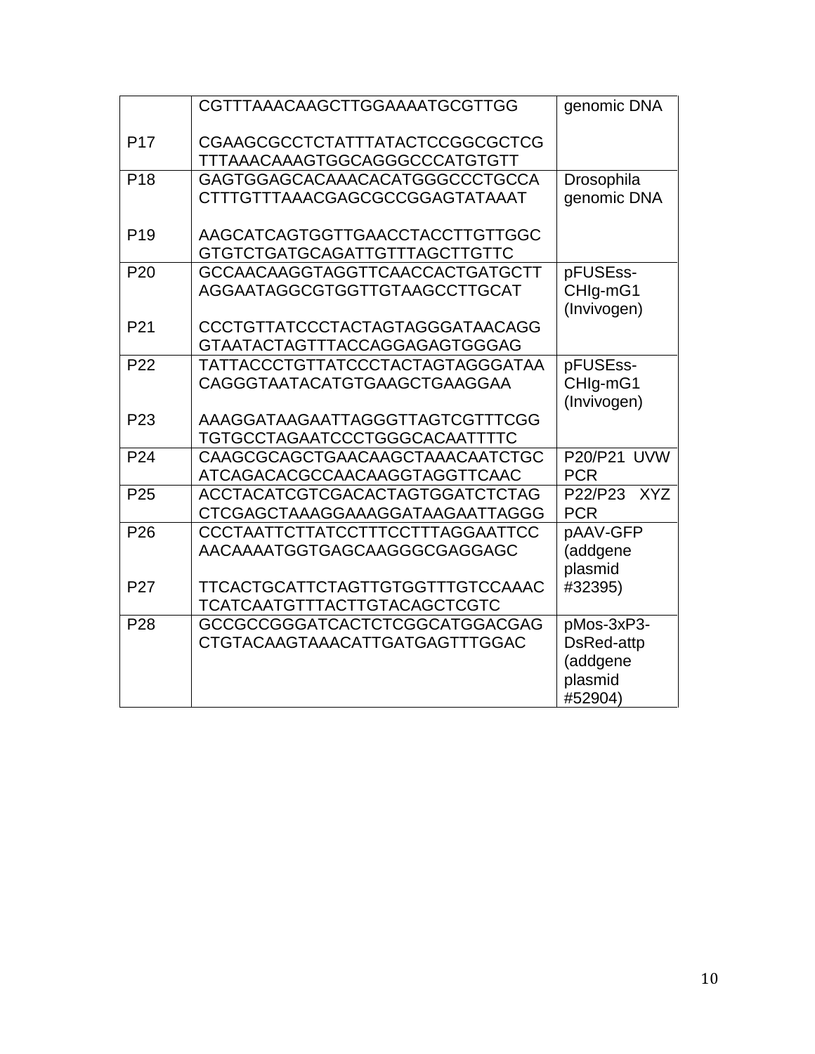| | | |
|---|---|---|
| | CGTTTAAACAAGCTTGGAAAATGCGTTGG | genomic DNA |
| P17 | CGAAGCGCCTCTATTTATACTCCGGCGCTCG TTTAAACAAAGTGGCAGGGCCCATGTGTT | |
| P18 | GAGTGGAGCACAAACACATGGGCCCTGCCA CTTTGTTTAAACGAGCGCCGGAGTATAAAT | Drosophila genomic DNA |
| P19 | AAGCATCAGTGGTTGAACCTACCTTGTTGGC GTGTCTGATGCAGATTGTTTAGCTTGTTC | |
| P20 | GCCAACAAGGTAGGTTCAACCACTGATGCTT AGGAATAGGCGTGGTTGTAAGCCTTGCAT | pFUSEss-CHIg-mG1 (Invivogen) |
| P21 | CCCTGTTATCCCTACTAGTAGGGATAACAGG GTAATACTAGTTTACCAGGAGAGTGGGAG | |
| P22 | TATTACCCTGTTATCCCTACTAGTAGGGATAA CAGGGTAATACATGTGAAGCTGAAGGAA | pFUSEss-CHIg-mG1 (Invivogen) |
| P23 | AAAGGATAAGAATTAGGGTTAGTCGTTTCGG TGTGCCTAGAATCCCTGGGCACAATTTTC | |
| P24 | CAAGCGCAGCTGAACAAGCTAAACAATCTGC ATCAGACACGCCAACAAGGTAGGTTCAAC | P20/P21 UVW PCR |
| P25 | ACCTACATCGTCGACACTAGTGGATCTCTAG CTCGAGCTAAAGGAAAGGATAAGAATTAGGG | P22/P23 XYZ PCR |
| P26 | CCCTAATTCTTATCCTTTCCTTTAGGAATTCC AACAAAATGGTGAGCAAGGGCGAGGAGC | pAAV-GFP (addgene plasmid #32395) |
| P27 | TTCACTGCATTCTAGTTGTGGTTTGTCCAAAC TCATCAATGTTTACTTGTACAGCTCGTC | |
| P28 | GCCGCCGGGATCACTCTCGGCATGGACGAG CTGTACAAGTAAACATTGATGAGTTTGGAC | pMos-3xP3-DsRed-attp (addgene plasmid #52904) |